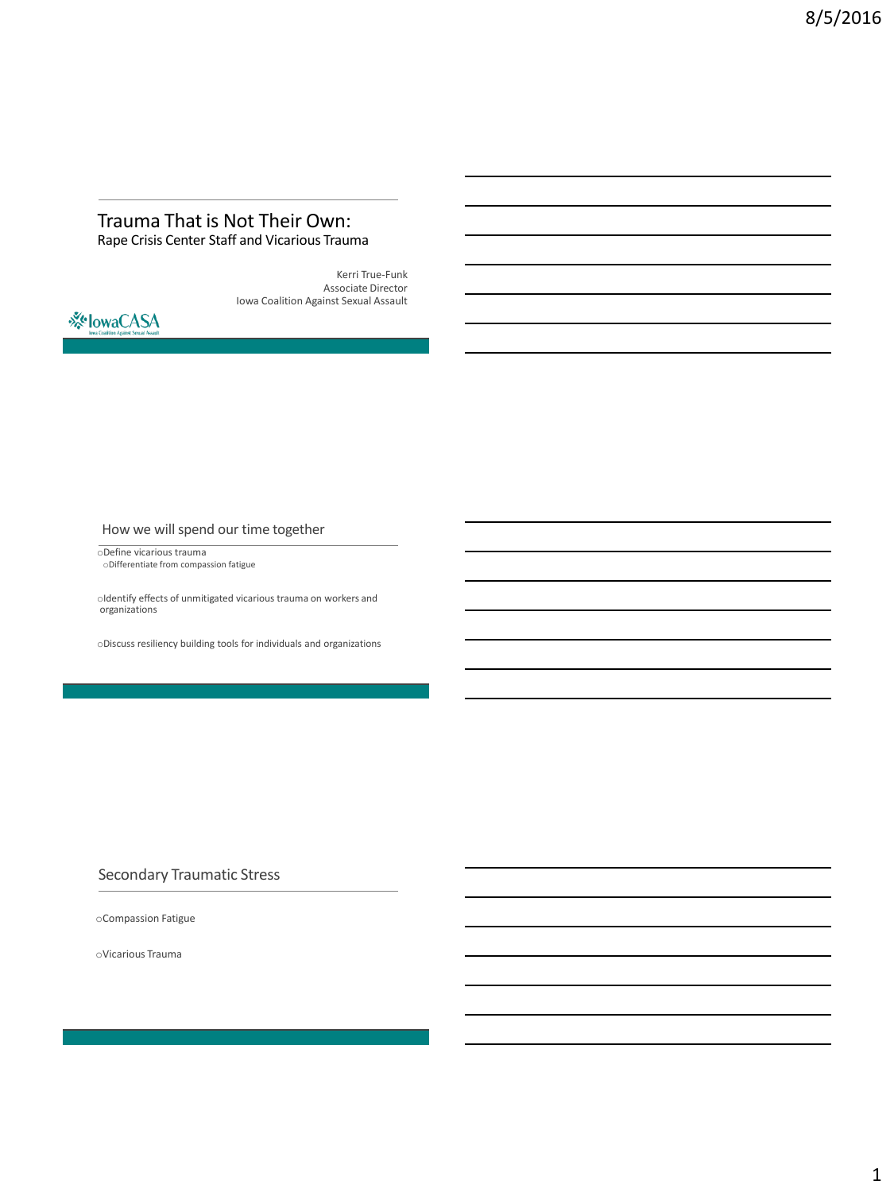# Trauma That is Not Their Own:

Rape Crisis Center Staff and Vicarious Trauma

Kerri True-Funk
Associate Director
Iowa Coalition Against Sexual Assault

IowaCASA

## How we will spend our time together

- Define vicarious trauma
  - Differentiate from compassion fatigue
- Identify effects of unmitigated vicarious trauma on workers and organizations
- Discuss resiliency building tools for individuals and organizations

## Secondary Traumatic Stress

- Compassion Fatigue
- Vicarious Trauma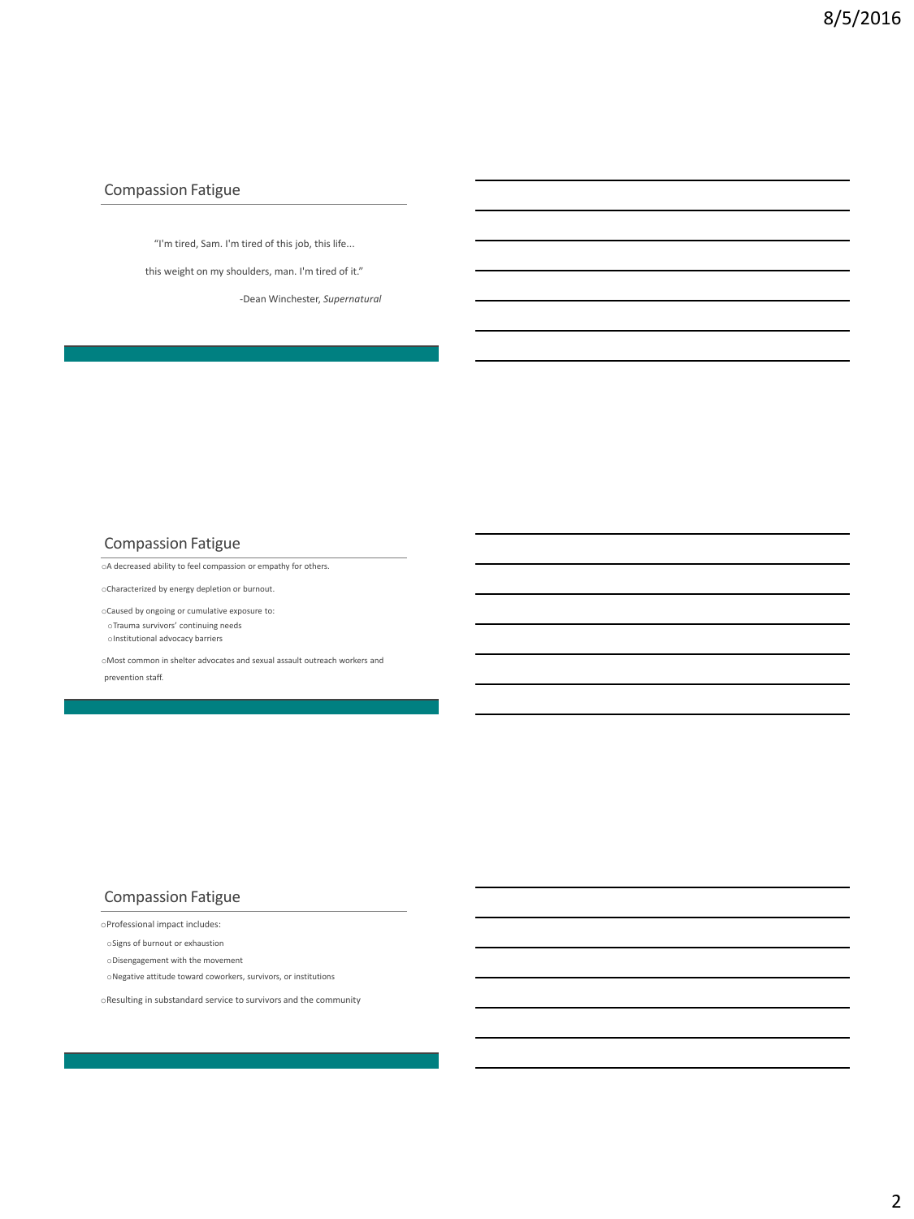## Compassion Fatigue

"I'm tired, Sam. I'm tired of this job, this life...

this weight on my shoulders, man. I'm tired of it."

-Dean Winchester, *Supernatural*

## Compassion Fatigue

- A decreased ability to feel compassion or empathy for others.
- Characterized by energy depletion or burnout.
- Caused by ongoing or cumulative exposure to:
  - Trauma survivors' continuing needs
  - Institutional advocacy barriers
- Most common in shelter advocates and sexual assault outreach workers and prevention staff.

## Compassion Fatigue

- Professional impact includes:
  - Signs of burnout or exhaustion
  - Disengagement with the movement
  - Negative attitude toward coworkers, survivors, or institutions
- Resulting in substandard service to survivors and the community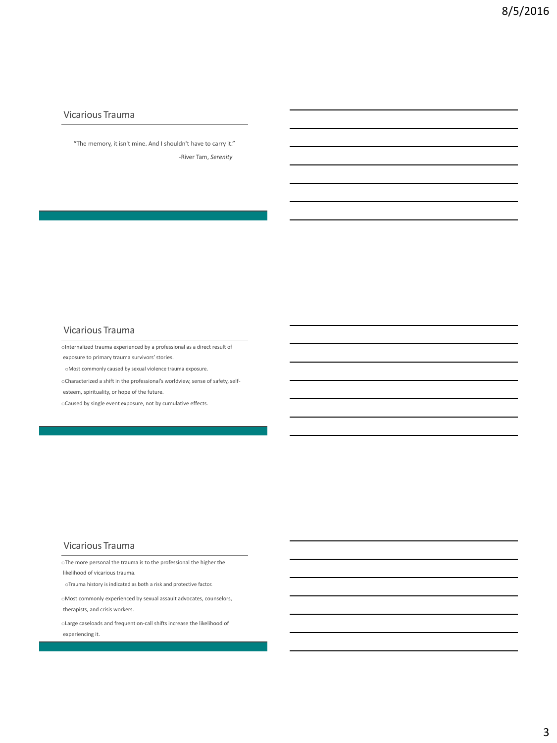## Vicarious Trauma

"The memory, it isn't mine. And I shouldn't have to carry it."

-River Tam, *Serenity*

## Vicarious Trauma

- Internalized trauma experienced by a professional as a direct result of exposure to primary trauma survivors' stories.
  - Most commonly caused by sexual violence trauma exposure.
- Characterized a shift in the professional's worldview, sense of safety, self-esteem, spirituality, or hope of the future.
- Caused by single event exposure, not by cumulative effects.

## Vicarious Trauma

- The more personal the trauma is to the professional the higher the likelihood of vicarious trauma.
  - Trauma history is indicated as both a risk and protective factor.
- Most commonly experienced by sexual assault advocates, counselors, therapists, and crisis workers.
- Large caseloads and frequent on-call shifts increase the likelihood of experiencing it.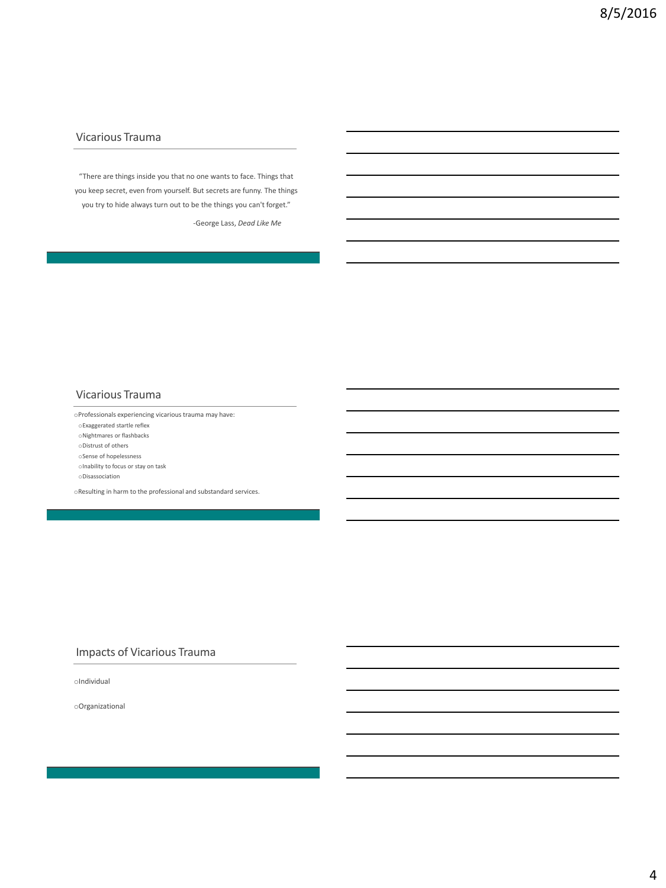## Vicarious Trauma

"There are things inside you that no one wants to face. Things that you keep secret, even from yourself. But secrets are funny. The things you try to hide always turn out to be the things you can't forget."

-George Lass, *Dead Like Me*

## Vicarious Trauma

- Professionals experiencing vicarious trauma may have:
  - Exaggerated startle reflex
  - Nightmares or flashbacks
  - Distrust of others
  - Sense of hopelessness
  - Inability to focus or stay on task
  - Disassociation
- Resulting in harm to the professional and substandard services.

## Impacts of Vicarious Trauma

- Individual
- Organizational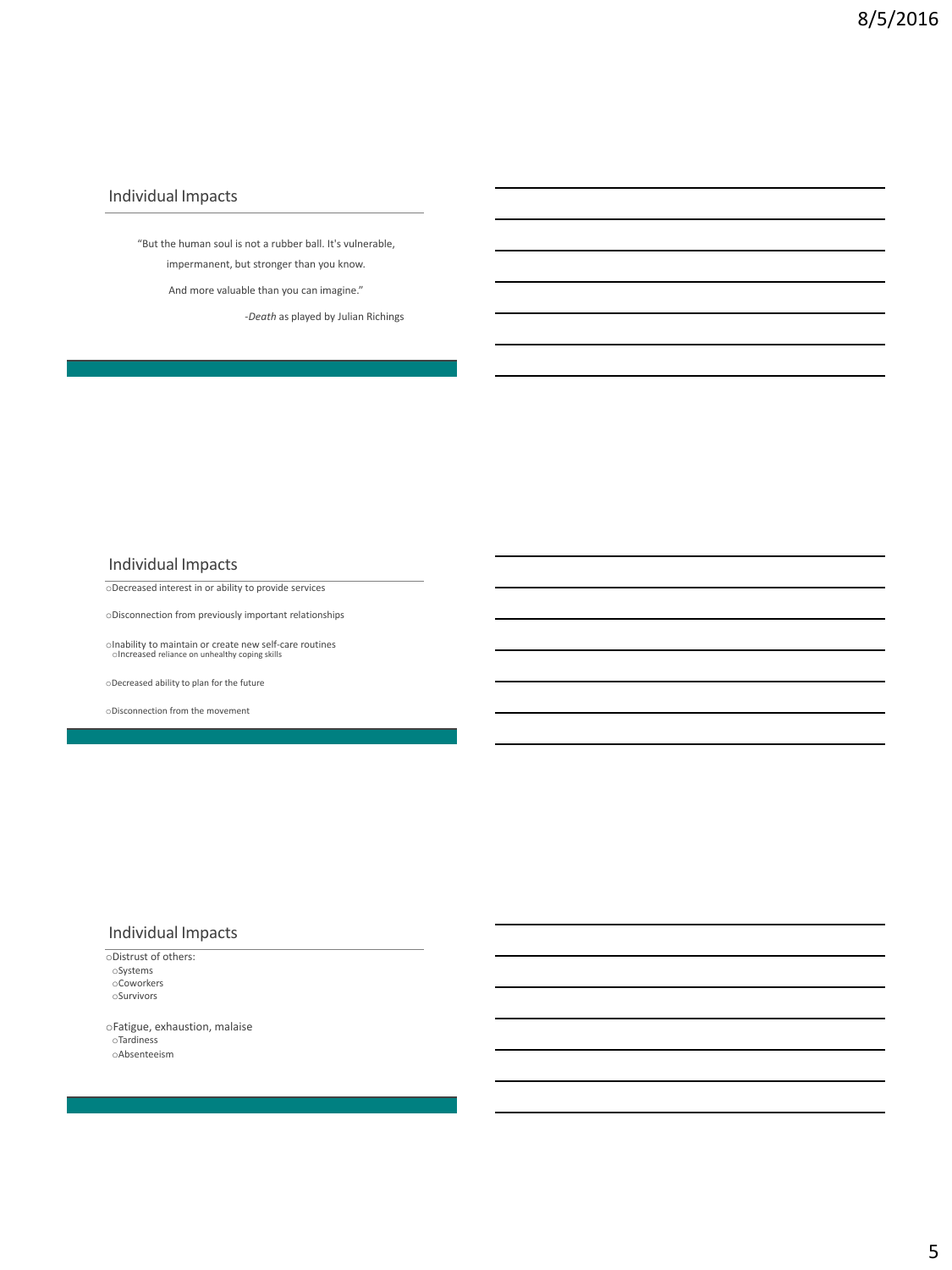## Individual Impacts

"But the human soul is not a rubber ball. It's vulnerable, impermanent, but stronger than you know. And more valuable than you can imagine."

-*Death* as played by Julian Richings

## Individual Impacts

- Decreased interest in or ability to provide services
- Disconnection from previously important relationships
- Inability to maintain or create new self-care routines
  - Increased reliance on unhealthy coping skills
- Decreased ability to plan for the future
- Disconnection from the movement

## Individual Impacts

- Distrust of others:
  - Systems
  - Coworkers
  - Survivors
- Fatigue, exhaustion, malaise
  - Tardiness
  - Absenteeism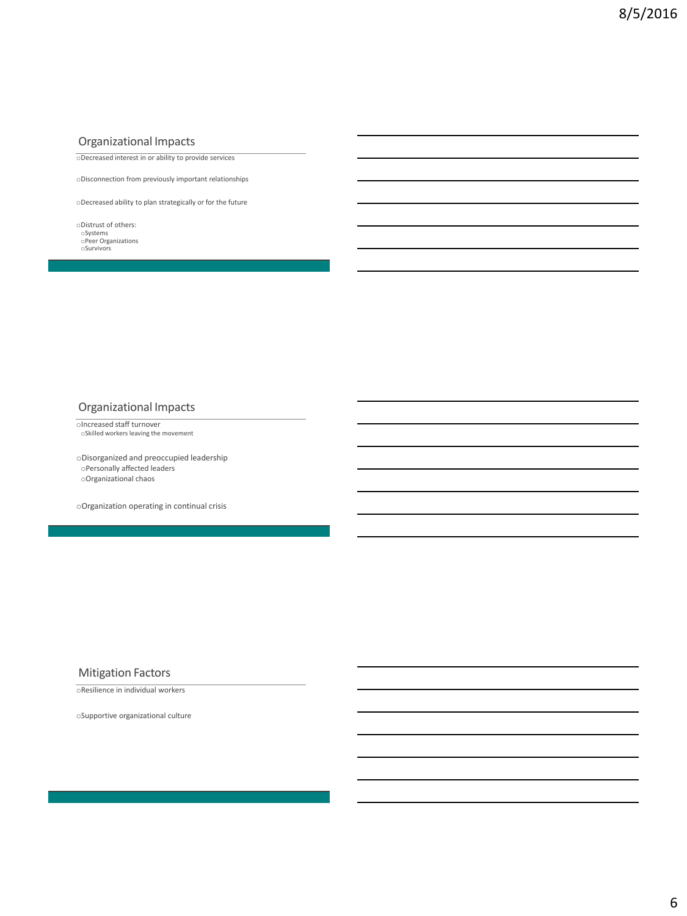## Organizational Impacts

- Decreased interest in or ability to provide services
- Disconnection from previously important relationships
- Decreased ability to plan strategically or for the future
- Distrust of others:
  - Systems
  - Peer Organizations
  - Survivors

## Organizational Impacts

- Increased staff turnover
  - Skilled workers leaving the movement
- Disorganized and preoccupied leadership
  - Personally affected leaders
  - Organizational chaos
- Organization operating in continual crisis

## Mitigation Factors

- Resilience in individual workers
- Supportive organizational culture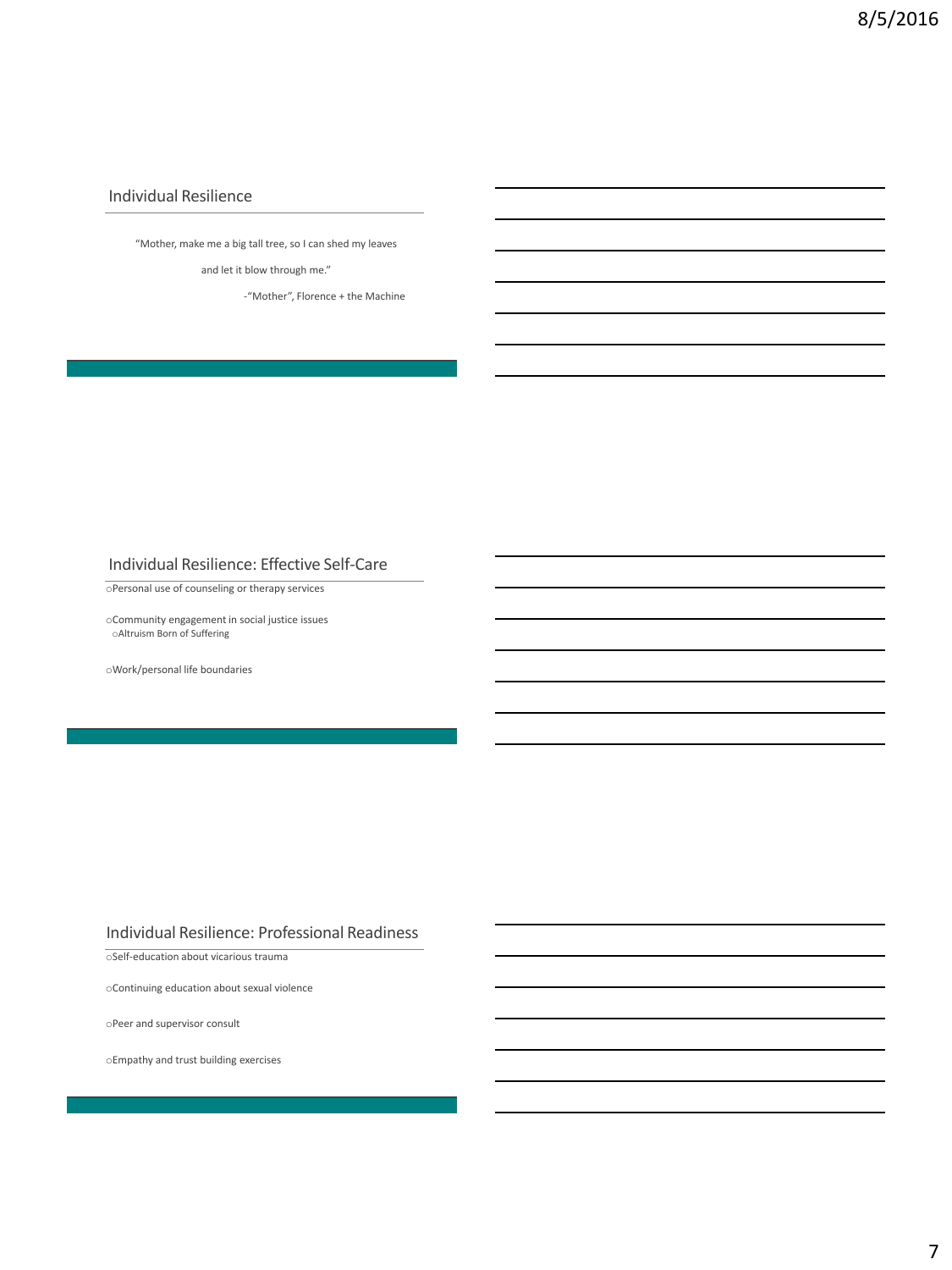## Individual Resilience

"Mother, make me a big tall tree, so I can shed my leaves

and let it blow through me."

-"Mother", Florence + the Machine

## Individual Resilience: Effective Self-Care

- Personal use of counseling or therapy services
- Community engagement in social justice issues
  - Altruism Born of Suffering
- Work/personal life boundaries

## Individual Resilience: Professional Readiness

- Self-education about vicarious trauma
- Continuing education about sexual violence
- Peer and supervisor consult
- Empathy and trust building exercises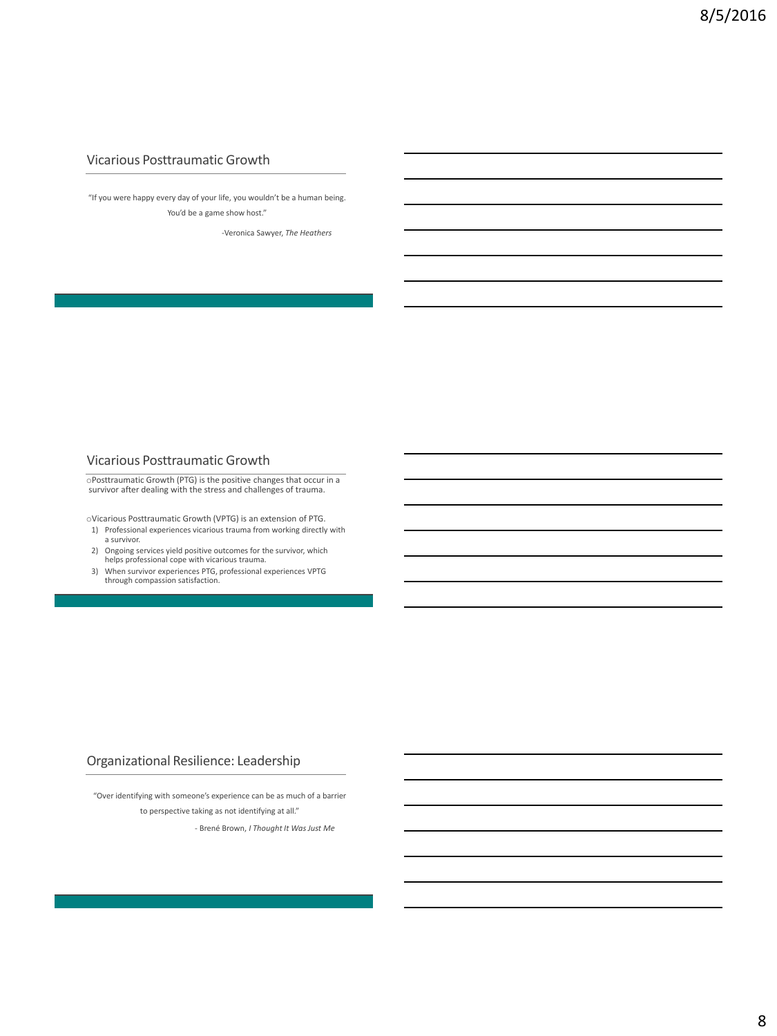## Vicarious Posttraumatic Growth

"If you were happy every day of your life, you wouldn't be a human being. You'd be a game show host."

-Veronica Sawyer, *The Heathers*

## Vicarious Posttraumatic Growth

- Posttraumatic Growth (PTG) is the positive changes that occur in a survivor after dealing with the stress and challenges of trauma.

- Vicarious Posttraumatic Growth (VPTG) is an extension of PTG.
  1) Professional experiences vicarious trauma from working directly with a survivor.
  2) Ongoing services yield positive outcomes for the survivor, which helps professional cope with vicarious trauma.
  3) When survivor experiences PTG, professional experiences VPTG through compassion satisfaction.

## Organizational Resilience: Leadership

"Over identifying with someone's experience can be as much of a barrier to perspective taking as not identifying at all."

- Brené Brown, *I Thought It Was Just Me*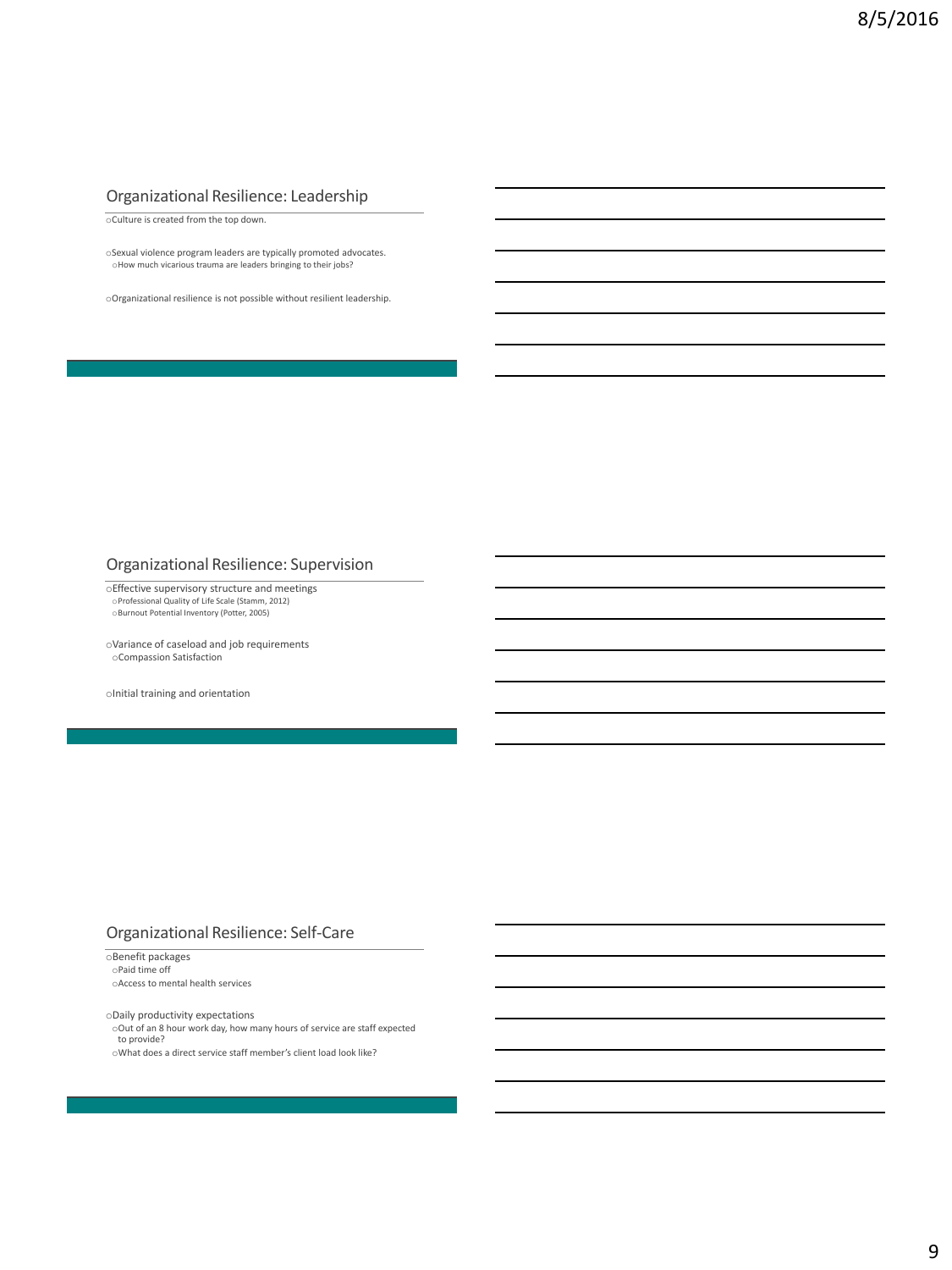## Organizational Resilience: Leadership

- Culture is created from the top down.

- Sexual violence program leaders are typically promoted advocates.
  - How much vicarious trauma are leaders bringing to their jobs?

- Organizational resilience is not possible without resilient leadership.

## Organizational Resilience: Supervision

- Effective supervisory structure and meetings
  - Professional Quality of Life Scale (Stamm, 2012)
  - Burnout Potential Inventory (Potter, 2005)

- Variance of caseload and job requirements
  - Compassion Satisfaction

- Initial training and orientation

## Organizational Resilience: Self-Care

- Benefit packages
  - Paid time off
  - Access to mental health services

- Daily productivity expectations
  - Out of an 8 hour work day, how many hours of service are staff expected to provide?
  - What does a direct service staff member's client load look like?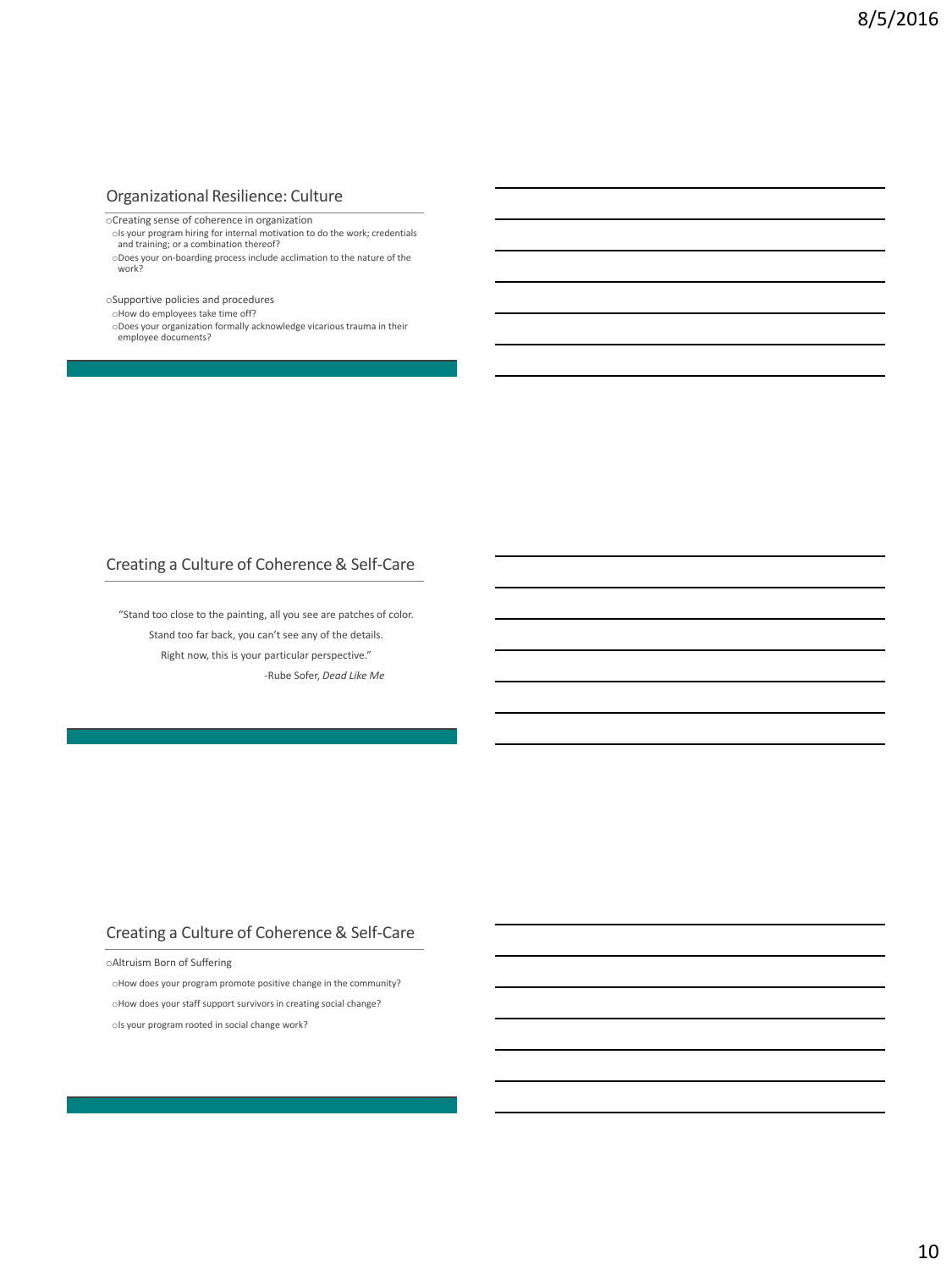## Organizational Resilience: Culture

- Creating sense of coherence in organization
  - Is your program hiring for internal motivation to do the work; credentials and training; or a combination thereof?
  - Does your on-boarding process include acclimation to the nature of the work?

- Supportive policies and procedures
  - How do employees take time off?
  - Does your organization formally acknowledge vicarious trauma in their employee documents?

## Creating a Culture of Coherence & Self-Care

"Stand too close to the painting, all you see are patches of color.
Stand too far back, you can't see any of the details.
Right now, this is your particular perspective."

-Rube Sofer, *Dead Like Me*

## Creating a Culture of Coherence & Self-Care

- Altruism Born of Suffering
  - How does your program promote positive change in the community?
  - How does your staff support survivors in creating social change?
  - Is your program rooted in social change work?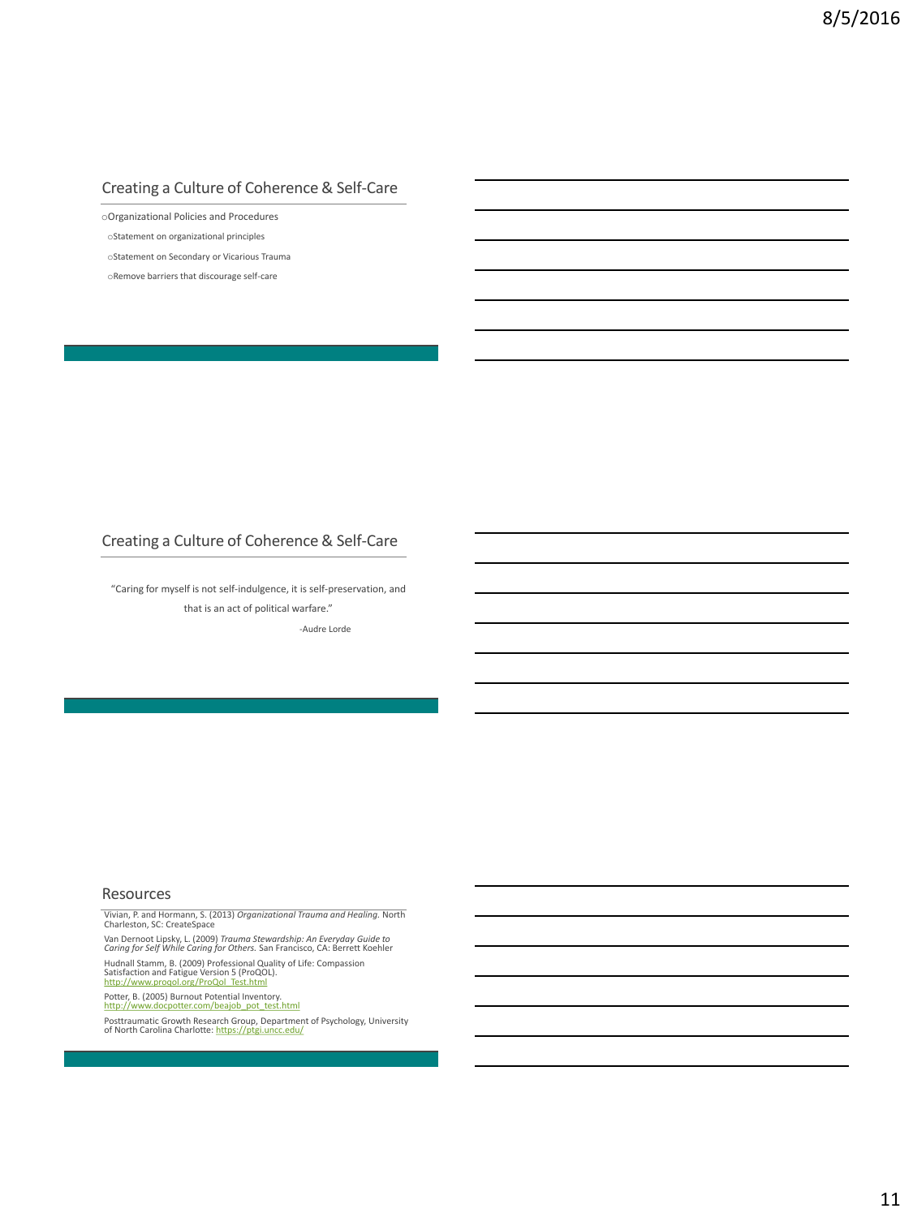## Creating a Culture of Coherence & Self-Care

- Organizational Policies and Procedures
  - Statement on organizational principles
  - Statement on Secondary or Vicarious Trauma
  - Remove barriers that discourage self-care

## Creating a Culture of Coherence & Self-Care

"Caring for myself is not self-indulgence, it is self-preservation, and that is an act of political warfare."

-Audre Lorde

## Resources

Vivian, P. and Hormann, S. (2013) *Organizational Trauma and Healing.* North Charleston, SC: CreateSpace

Van Dernoot Lipsky, L. (2009) *Trauma Stewardship: An Everyday Guide to Caring for Self While Caring for Others.* San Francisco, CA: Berrett Koehler

Hudnall Stamm, B. (2009) Professional Quality of Life: Compassion Satisfaction and Fatigue Version 5 (ProQOL). http://www.proqol.org/ProQol_Test.html

Potter, B. (2005) Burnout Potential Inventory. http://www.docpotter.com/beajob_pot_test.html

Posttraumatic Growth Research Group, Department of Psychology, University of North Carolina Charlotte: https://ptgi.uncc.edu/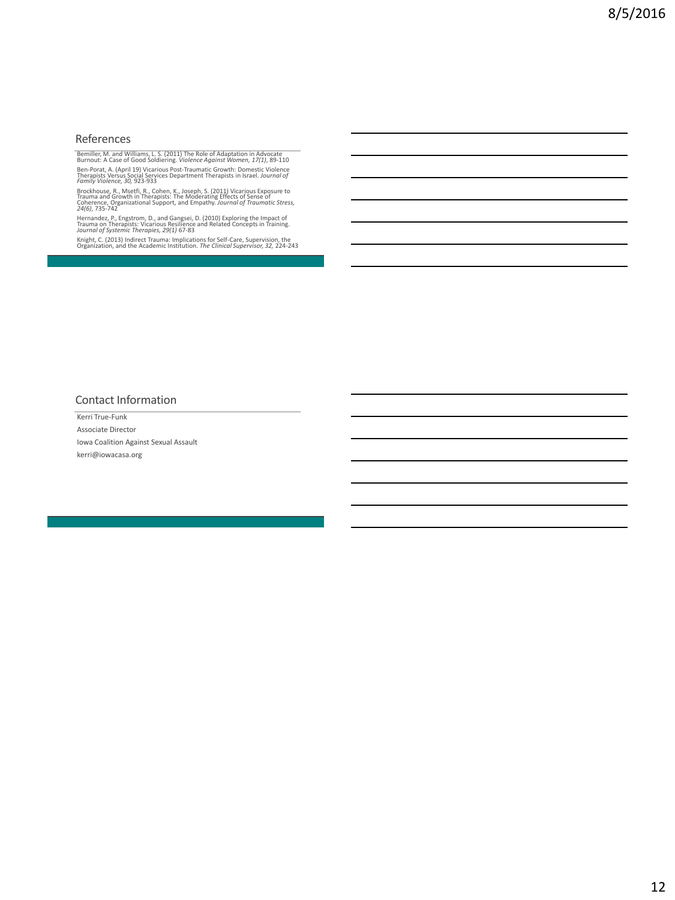## References

Bemiller, M. and Williams, L. S. (2011) The Role of Adaptation in Advocate Burnout: A Case of Good Soldiering. *Violence Against Women, 17(1)*, 89-110

Ben-Porat, A. (April 19) Vicarious Post-Traumatic Growth: Domestic Violence Therapists Versus Social Services Department Therapists in Israel. *Journal of Family Violence, 30,* 923-933

Brockhouse, R., Msetfi, R., Cohen, K., Joseph, S. (2011) Vicarious Exposure to Trauma and Growth in Therapists: The Moderating Effects of Sense of Coherence, Organizational Support, and Empathy. *Journal of Traumatic Stress, 24(6)*, 735-742

Hernandez, P., Engstrom, D., and Gangsei, D. (2010) Exploring the Impact of Trauma on Therapists: Vicarious Resilience and Related Concepts in Training. *Journal of Systemic Therapies, 29(1)* 67-83

Knight, C. (2013) Indirect Trauma: Implications for Self-Care, Supervision, the Organization, and the Academic Institution. *The Clinical Supervisor, 32,* 224-243

## Contact Information

Kerri True-Funk

Associate Director

Iowa Coalition Against Sexual Assault

kerri@iowacasa.org